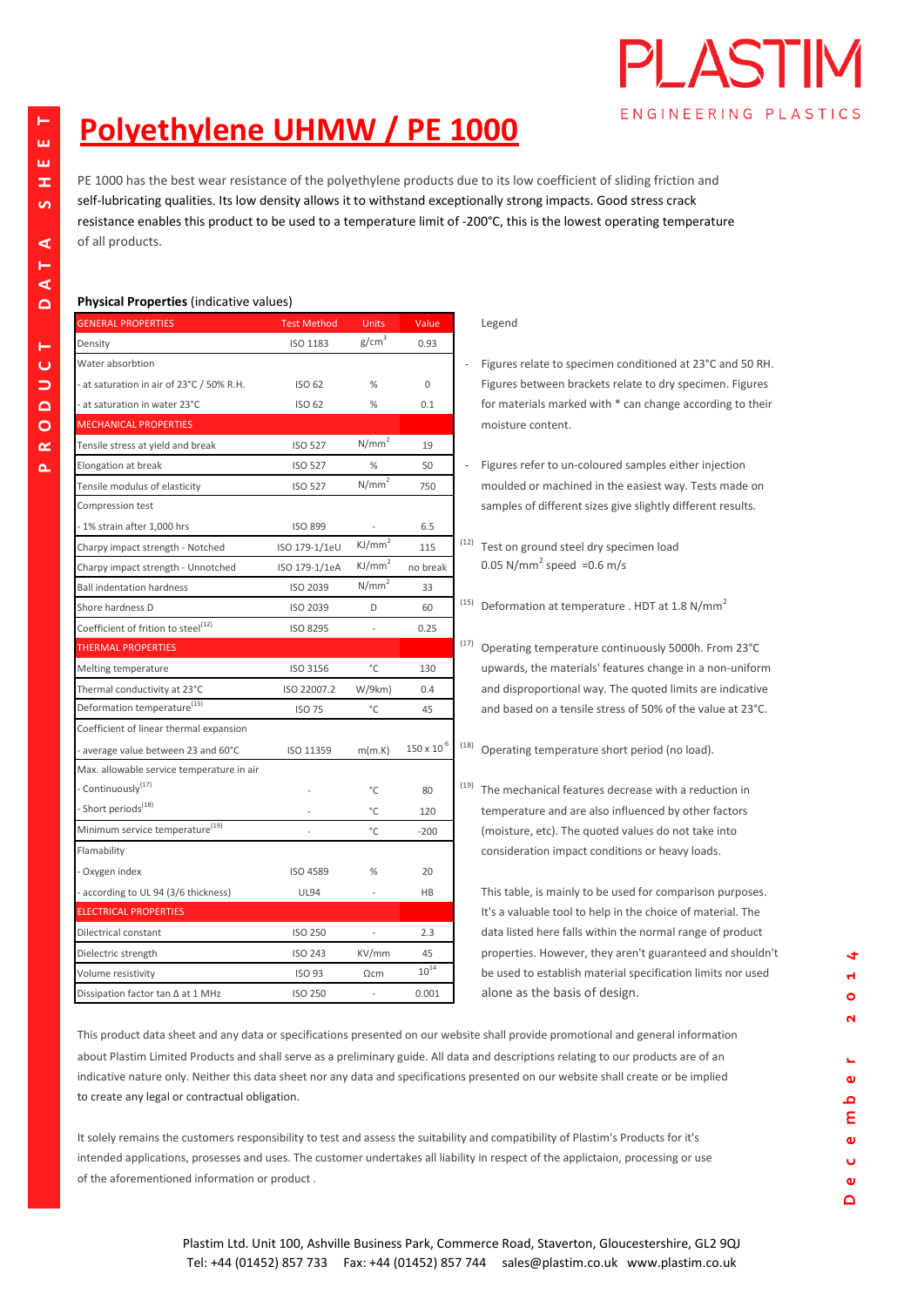# Polyethylene UHMW / PE 1000

PE 1000 has the best wear resistance of the polyethylene products due to its low coefficient of sliding friction and self-lubricating qualities. Its low density allows it to withstand exceptionally strong impacts. Good stress crack resistance enables this product to be used to a temperature limit of -200°C, this is the lowest operating temperature of all products.

**Physical Properties** (indicative values)

| GENERAL PROPERTIES | Test Method | Units | Value |
|---|---|---|---|
| Density | ISO 1183 | g/cm$^3$ | 0.93 |
| Water absorbtion | | | |
| - at saturation in air of 23°C / 50% R.H. | ISO 62 | % | 0 |
| - at saturation in water 23°C | ISO 62 | % | 0.1 |
| **MECHANICAL PROPERTIES** | | | |
| Tensile stress at yield and break | ISO 527 | N/mm$^2$ | 19 |
| Elongation at break | ISO 527 | % | 50 |
| Tensile modulus of elasticity | ISO 527 | N/mm$^2$ | 750 |
| Compression test | | | |
| - 1% strain after 1,000 hrs | ISO 899 | - | 6.5 |
| Charpy impact strength - Notched | ISO 179-1/1eU | KJ/mm$^2$ | 115 |
| Charpy impact strength - Unnotched | ISO 179-1/1eA | KJ/mm$^2$ | no break |
| Ball indentation hardness | ISO 2039 | N/mm$^2$ | 33 |
| Shore hardness D | ISO 2039 | D | 60 |
| Coefficient of frition to steel[12] | ISO 8295 | - | 0.25 |
| **THERMAL PROPERTIES** | | | |
| Melting temperature | ISO 3156 | °C | 130 |
| Thermal conductivity at 23°C | ISO 22007.2 | W/9km) | 0.4 |
| Deformation temperature[15] | ISO 75 | °C | 45 |
| Coefficient of linear thermal expansion | | | |
| - average value between 23 and 60°C | ISO 11359 | m(m.K) | $150 \times 10^{-6}$ |
| Max. allowable service temperature in air | | | |
| - Continuously[17] | - | °C | 80 |
| - Short periods[18] | - | °C | 120 |
| Minimum service temperature[19] | - | °C | -200 |
| Flamability | | | |
| - Oxygen index | ISO 4589 | % | 20 |
| - according to UL 94 (3/6 thickness) | UL94 | - | HB |
| **ELECTRICAL PROPERTIES** | | | |
| Dilectrical constant | ISO 250 | - | 2.3 |
| Dielectric strength | ISO 243 | KV/mm | 45 |
| Volume resistivity | ISO 93 | Ωcm | $10^{14}$ |
| Dissipation factor tan Δ at 1 MHz | ISO 250 | - | 0.001 |

Legend

- Figures relate to specimen conditioned at 23°C and 50 RH. Figures between brackets relate to dry specimen. Figures for materials marked with * can change according to their moisture content.
- Figures refer to un-coloured samples either injection moulded or machined in the easiest way. Tests made on samples of different sizes give slightly different results.

[12] Test on ground steel dry specimen load 0.05 N/mm$^2$ speed =0.6 m/s

[15] Deformation at temperature . HDT at 1.8 N/mm$^2$

[17] Operating temperature continuously 5000h. From 23°C upwards, the materials' features change in a non-uniform and disproportional way. The quoted limits are indicative and based on a tensile stress of 50% of the value at 23°C.

[18] Operating temperature short period (no load).

[19] The mechanical features decrease with a reduction in temperature and are also influenced by other factors (moisture, etc). The quoted values do not take into consideration impact conditions or heavy loads.

This table, is mainly to be used for comparison purposes. It's a valuable tool to help in the choice of material. The data listed here falls within the normal range of product properties. However, they aren't guaranteed and shouldn't be used to establish material specification limits nor used alone as the basis of design.

This product data sheet and any data or specifications presented on our website shall provide promotional and general information about Plastim Limited Products and shall serve as a preliminary guide. All data and descriptions relating to our products are of an indicative nature only. Neither this data sheet nor any data and specifications presented on our website shall create or be implied to create any legal or contractual obligation.

It solely remains the customers responsibility to test and assess the suitability and compatibility of Plastim's Products for it's intended applications, prosesses and uses. The customer undertakes all liability in respect of the applictaion, processing or use of the aforementioned information or product .

Plastim Ltd. Unit 100, Ashville Business Park, Commerce Road, Staverton, Gloucestershire, GL2 9QJ
Tel: +44 (01452) 857 733 Fax: +44 (01452) 857 744 sales@plastim.co.uk www.plastim.co.uk